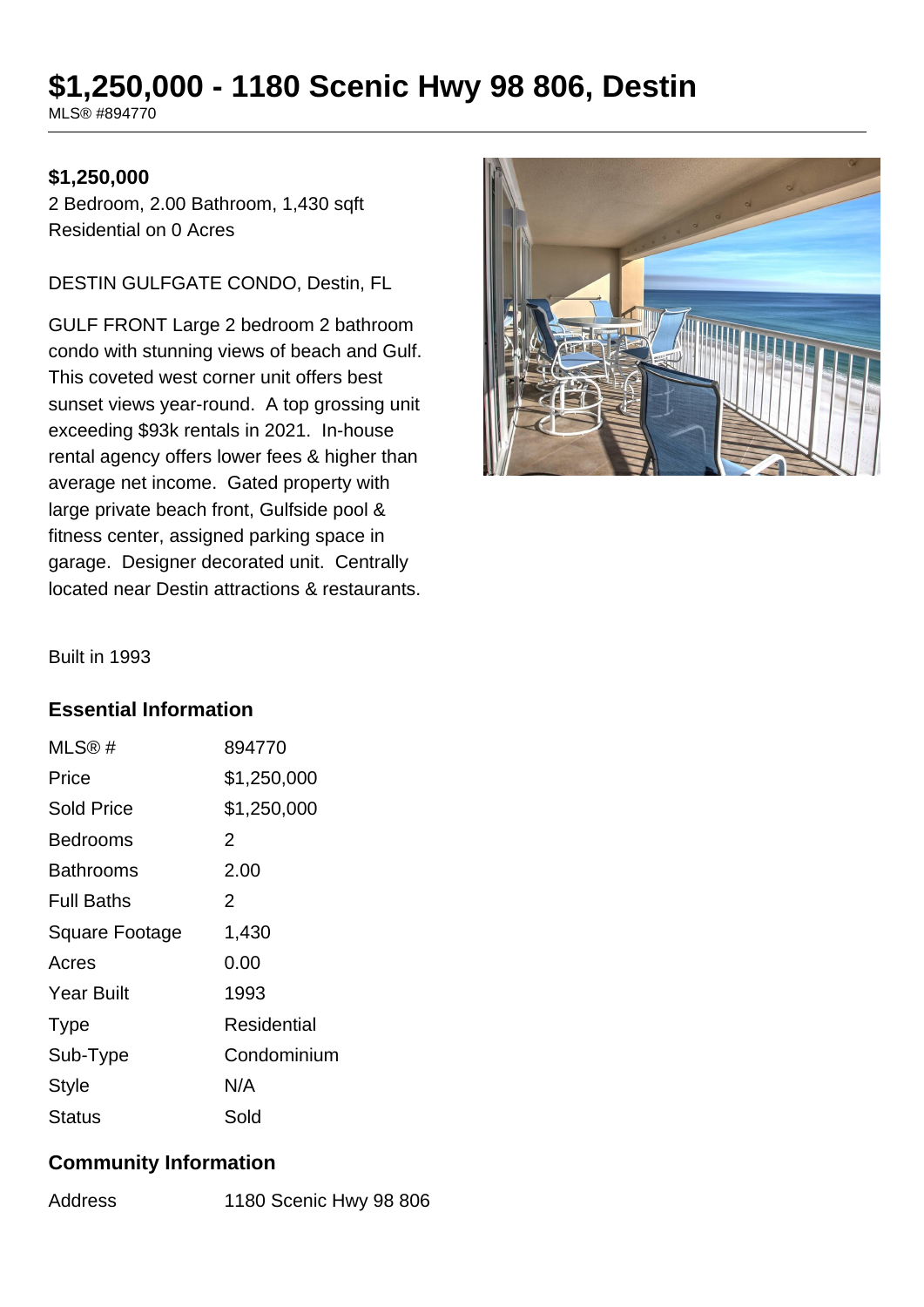# $1,250,000 - 1180 Scenic Hwy 98 806, Destin

MLS® #894770

**$1,250,000**

2 Bedroom, 2.00 Bathroom, 1,430 sqft
Residential on 0 Acres

DESTIN GULFGATE CONDO, Destin, FL

GULF FRONT Large 2 bedroom 2 bathroom condo with stunning views of beach and Gulf. This coveted west corner unit offers best sunset views year-round. A top grossing unit exceeding $93k rentals in 2021. In-house rental agency offers lower fees & higher than average net income. Gated property with large private beach front, Gulfside pool & fitness center, assigned parking space in garage. Designer decorated unit. Centrally located near Destin attractions & restaurants.

Built in 1993

## Essential Information

| | |
|---|---|
| MLS® # | 894770 |
| Price | $1,250,000 |
| Sold Price | $1,250,000 |
| Bedrooms | 2 |
| Bathrooms | 2.00 |
| Full Baths | 2 |
| Square Footage | 1,430 |
| Acres | 0.00 |
| Year Built | 1993 |
| Type | Residential |
| Sub-Type | Condominium |
| Style | N/A |
| Status | Sold |

## Community Information

| | |
|---|---|
| Address | 1180 Scenic Hwy 98 806 |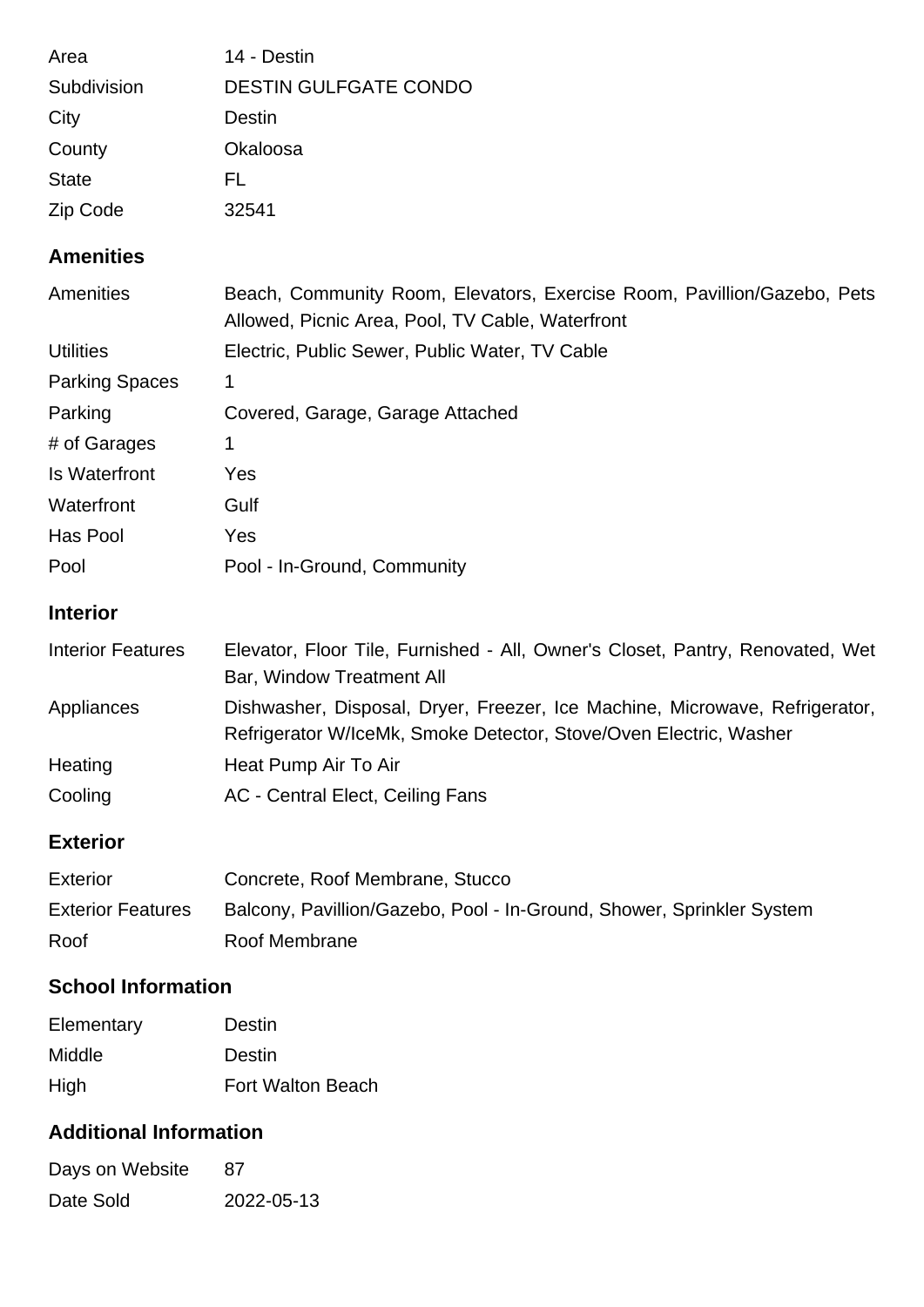| | |
|---|---|
| Area | 14 - Destin |
| Subdivision | DESTIN GULFGATE CONDO |
| City | Destin |
| County | Okaloosa |
| State | FL |
| Zip Code | 32541 |

## Amenities

| | |
|---|---|
| Amenities | Beach, Community Room, Elevators, Exercise Room, Pavillion/Gazebo, Pets Allowed, Picnic Area, Pool, TV Cable, Waterfront |
| Utilities | Electric, Public Sewer, Public Water, TV Cable |
| Parking Spaces | 1 |
| Parking | Covered, Garage, Garage Attached |
| # of Garages | 1 |
| Is Waterfront | Yes |
| Waterfront | Gulf |
| Has Pool | Yes |
| Pool | Pool - In-Ground, Community |

## Interior

| | |
|---|---|
| Interior Features | Elevator, Floor Tile, Furnished - All, Owner's Closet, Pantry, Renovated, Wet Bar, Window Treatment All |
| Appliances | Dishwasher, Disposal, Dryer, Freezer, Ice Machine, Microwave, Refrigerator, Refrigerator W/IceMk, Smoke Detector, Stove/Oven Electric, Washer |
| Heating | Heat Pump Air To Air |
| Cooling | AC - Central Elect, Ceiling Fans |

## Exterior

| | |
|---|---|
| Exterior | Concrete, Roof Membrane, Stucco |
| Exterior Features | Balcony, Pavillion/Gazebo, Pool - In-Ground, Shower, Sprinkler System |
| Roof | Roof Membrane |

## School Information

| | |
|---|---|
| Elementary | Destin |
| Middle | Destin |
| High | Fort Walton Beach |

## Additional Information

| | |
|---|---|
| Days on Website | 87 |
| Date Sold | 2022-05-13 |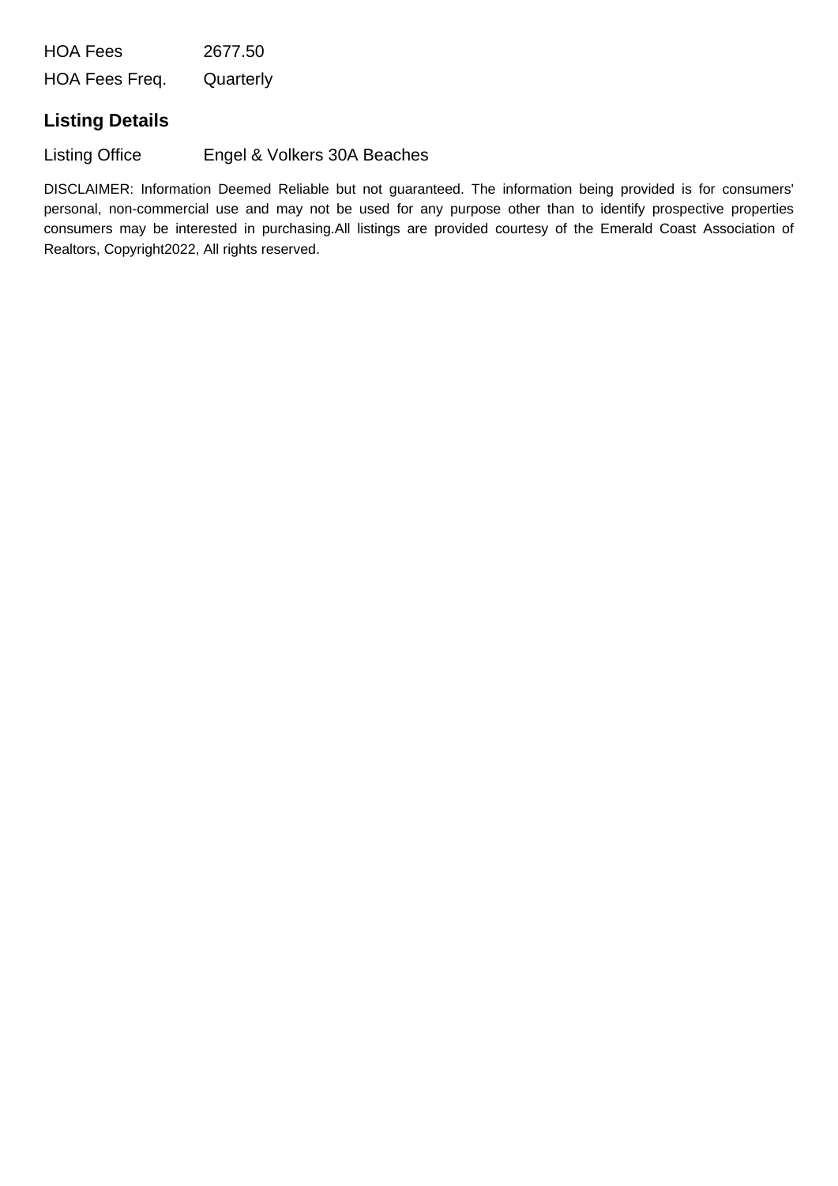| | |
|---|---|
| HOA Fees | 2677.50 |
| HOA Fees Freq. | Quarterly |

## Listing Details

| | |
|---|---|
| Listing Office | Engel & Volkers 30A Beaches |

DISCLAIMER: Information Deemed Reliable but not guaranteed. The information being provided is for consumers' personal, non-commercial use and may not be used for any purpose other than to identify prospective properties consumers may be interested in purchasing.All listings are provided courtesy of the Emerald Coast Association of Realtors, Copyright2022, All rights reserved.